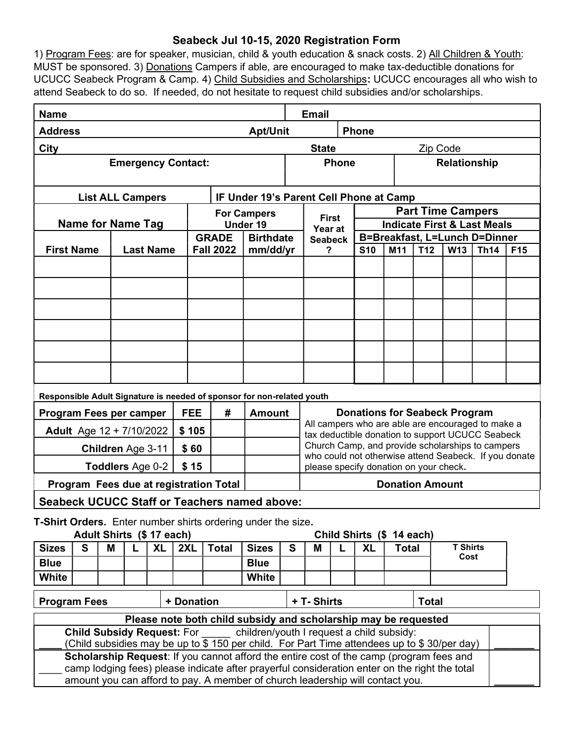# Seabeck Jul 10-15, 2020 Registration Form

1) Program Fees: are for speaker, musician, child & youth education & snack costs. 2) All Children & Youth: MUST be sponsored. 3) Donations Campers if able, are encouraged to make tax-deductible donations for UCUCC Seabeck Program & Camp. 4) Child Subsidies and Scholarships**:** UCUCC encourages all who wish to attend Seabeck to do so. If needed, do not hesitate to request child subsidies and/or scholarships.

| **Name** | | **Email** | |
|---|---|---|---|
| **Address** | **Apt/Unit** | | **Phone** |
| **City** | | **State** | Zip Code |
| **Emergency Contact:** | | **Phone** | **Relationship** |

| **List ALL Campers** | | **IF Under 19's Parent Cell Phone at Camp** | | | | | | | | |
|---|---|---|---|---|---|---|---|---|---|---|
| **Name for Name Tag** | | **For Campers Under 19** | | **First Year at Seabeck ?** | **Part Time Campers** **Indicate First & Last Meals** **B=Breakfast, L=Lunch D=Dinner** | | | | | |
| **First Name** | **Last Name** | **GRADE Fall 2022** | **Birthdate mm/dd/yr** | | **S10** | **M11** | **T12** | **W13** | **Th14** | **F15** |
| | | | | | | | | | | |
| | | | | | | | | | | |
| | | | | | | | | | | |
| | | | | | | | | | | |
| | | | | | | | | | | |
| | | | | | | | | | | |

**Responsible Adult Signature is needed of sponsor for non-related youth**

| **Program Fees per camper** | **FEE** | **#** | **Amount** | **Donations for Seabeck Program** |
|---|---|---|---|---|
| **Adult** Age 12 + 7/10/2022 | **$ 105** | | | All campers who are able are encouraged to make a tax deductible donation to support UCUCC Seabeck Church Camp, and provide scholarships to campers who could not otherwise attend Seabeck. If you donate please specify donation on your check**.** |
| **Children** Age 3-11 | **$ 60** | | | |
| **Toddlers** Age 0-2 | **$ 15** | | | |
| **Program Fees due at registration Total** | | | | **Donation Amount** |

**Seabeck UCUCC Staff or Teachers named above:**

**T-Shirt Orders.** Enter number shirts ordering under the size**.**

| **Adult Shirts ($ 17 each)** | | | | | | | **Child Shirts ($ 14 each)** | | | | | | |
|---|---|---|---|---|---|---|---|---|---|---|---|---|---|
| **Sizes** | **S** | **M** | **L** | **XL** | **2XL** | **Total** | **Sizes** | **S** | **M** | **L** | **XL** | **Total** | **T Shirts Cost** |
| **Blue** | | | | | | | **Blue** | | | | | | |
| **White** | | | | | | | **White** | | | | | | |

| **Program Fees** | **+ Donation** | **+ T- Shirts** | **Total** |
|---|---|---|---|

| **Please note both child subsidy and scholarship may be requested** | |
|---|---|
| ____ **Child Subsidy Request:** For _____ children/youth I request a child subsidy: (Child subsidies may be up to $ 150 per child. For Part Time attendees up to $ 30/per day) | _______ |
| ____ **Scholarship Request**: If you cannot afford the entire cost of the camp (program fees and camp lodging fees) please indicate after prayerful consideration enter on the right the total amount you can afford to pay. A member of church leadership will contact you. | _______ |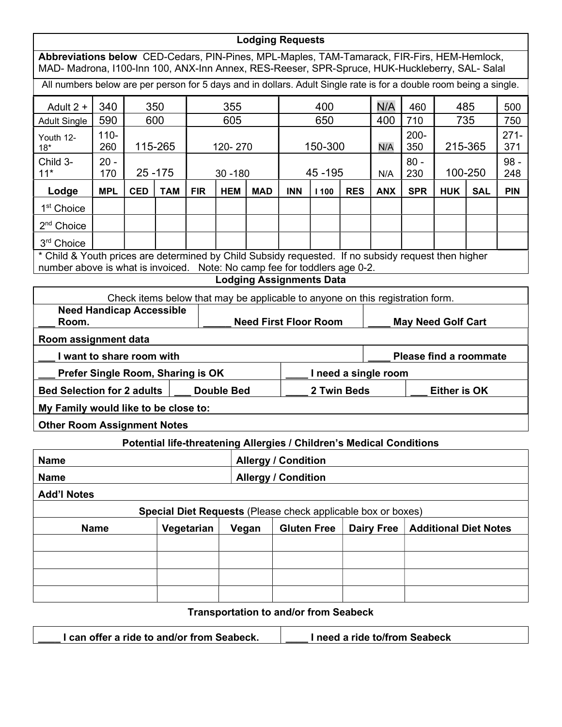## Lodging Requests

**Abbreviations below** CED-Cedars, PIN-Pines, MPL-Maples, TAM-Tamarack, FIR-Firs, HEM-Hemlock, MAD- Madrona, I100-Inn 100, ANX-Inn Annex, RES-Reeser, SPR-Spruce, HUK-Huckleberry, SAL- Salal

All numbers below are per person for 5 days and in dollars. Adult Single rate is for a double room being a single.

| | | | | | | | | | | | | | | |
|---|---|---|---|---|---|---|---|---|---|---|---|---|---|---|
| Adult 2 + | 340 | 350 | | 355 | | | 400 | | | N/A | 460 | 485 | | 500 |
| Adult Single | 590 | 600 | | 605 | | | 650 | | | 400 | 710 | 735 | | 750 |
| Youth 12-18* | 110-260 | 115-265 | | 120- 270 | | | 150-300 | | | N/A | 200-350 | 215-365 | | 271-371 |
| Child 3-11* | 20 - 170 | 25 -175 | | 30 -180 | | | 45 -195 | | | N/A | 80 - 230 | 100-250 | | 98 - 248 |
| **Lodge** | **MPL** | **CED** | **TAM** | **FIR** | **HEM** | **MAD** | **INN** | **I 100** | **RES** | **ANX** | **SPR** | **HUK** | **SAL** | **PIN** |
| 1st Choice | | | | | | | | | | | | | | |
| 2nd Choice | | | | | | | | | | | | | | |
| 3rd Choice | | | | | | | | | | | | | | |

* Child & Youth prices are determined by Child Subsidy requested. If no subsidy request then higher number above is what is invoiced. Note: No camp fee for toddlers age 0-2.

## Lodging Assignments Data

Check items below that may be applicable to anyone on this registration form.

___ **Need Handicap Accessible Room.** _____ **Need First Floor Room** ____ **May Need Golf Cart**

**Room assignment data**

___ **I want to share room with** ____ **Please find a roommate**

___ **Prefer Single Room, Sharing is OK** ____ **I need a single room**

**Bed Selection for 2 adults** ___ **Double Bed** ____ **2 Twin Beds** ___ **Either is OK**

**My Family would like to be close to:**

**Other Room Assignment Notes**

## Potential life-threatening Allergies / Children's Medical Conditions

| | |
|---|---|
| **Name** | **Allergy / Condition** |
| **Name** | **Allergy / Condition** |

**Add'l Notes**

**Special Diet Requests** (Please check applicable box or boxes)

| Name | Vegetarian | Vegan | Gluten Free | Dairy Free | Additional Diet Notes |
|---|---|---|---|---|---|
| | | | | | |
| | | | | | |
| | | | | | |
| | | | | | |

## Transportation to and/or from Seabeck

____ **I can offer a ride to and/or from Seabeck.** ____ **I need a ride to/from Seabeck**